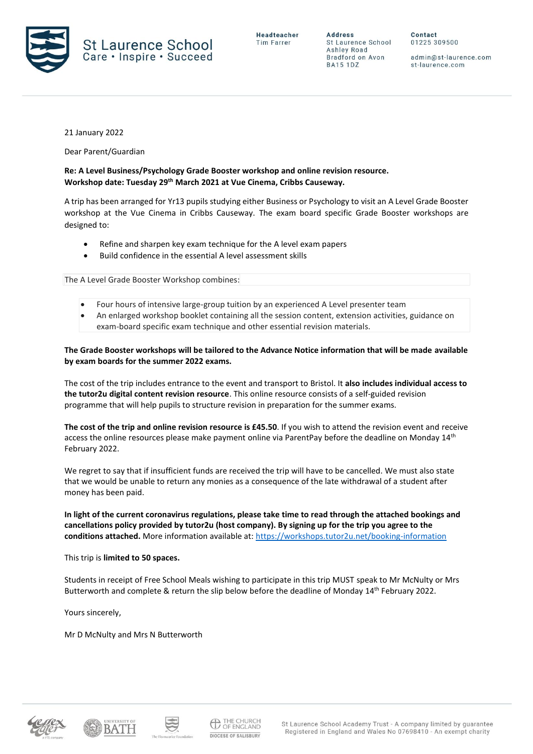# St Laurence School
Care • Inspire • Succeed

**Headteacher**
Tim Farrer

**Address**
St Laurence School
Ashley Road
Bradford on Avon
BA15 1DZ

**Contact**
01225 309500

admin@st-laurence.com
st-laurence.com

21 January 2022

Dear Parent/Guardian

**Re: A Level Business/Psychology Grade Booster workshop and online revision resource.**
**Workshop date: Tuesday 29th March 2021 at Vue Cinema, Cribbs Causeway.**

A trip has been arranged for Yr13 pupils studying either Business or Psychology to visit an A Level Grade Booster workshop at the Vue Cinema in Cribbs Causeway. The exam board specific Grade Booster workshops are designed to:

- Refine and sharpen key exam technique for the A level exam papers
- Build confidence in the essential A level assessment skills

The A Level Grade Booster Workshop combines:

- Four hours of intensive large-group tuition by an experienced A Level presenter team
- An enlarged workshop booklet containing all the session content, extension activities, guidance on exam-board specific exam technique and other essential revision materials.

**The Grade Booster workshops will be tailored to the Advance Notice information that will be made available by exam boards for the summer 2022 exams.**

The cost of the trip includes entrance to the event and transport to Bristol. It **also includes individual access to the tutor2u digital content revision resource**. This online resource consists of a self-guided revision programme that will help pupils to structure revision in preparation for the summer exams.

**The cost of the trip and online revision resource is £45.50**. If you wish to attend the revision event and receive access the online resources please make payment online via ParentPay before the deadline on Monday 14th February 2022.

We regret to say that if insufficient funds are received the trip will have to be cancelled. We must also state that we would be unable to return any monies as a consequence of the late withdrawal of a student after money has been paid.

**In light of the current coronavirus regulations, please take time to read through the attached bookings and cancellations policy provided by tutor2u (host company). By signing up for the trip you agree to the conditions attached.** More information available at: https://workshops.tutor2u.net/booking-information

This trip is **limited to 50 spaces.**

Students in receipt of Free School Meals wishing to participate in this trip MUST speak to Mr McNulty or Mrs Butterworth and complete & return the slip below before the deadline of Monday 14th February 2022.

Yours sincerely,

Mr D McNulty and Mrs N Butterworth

St Laurence School Academy Trust - A company limited by guarantee
Registered in England and Wales No 07698410 - An exempt charity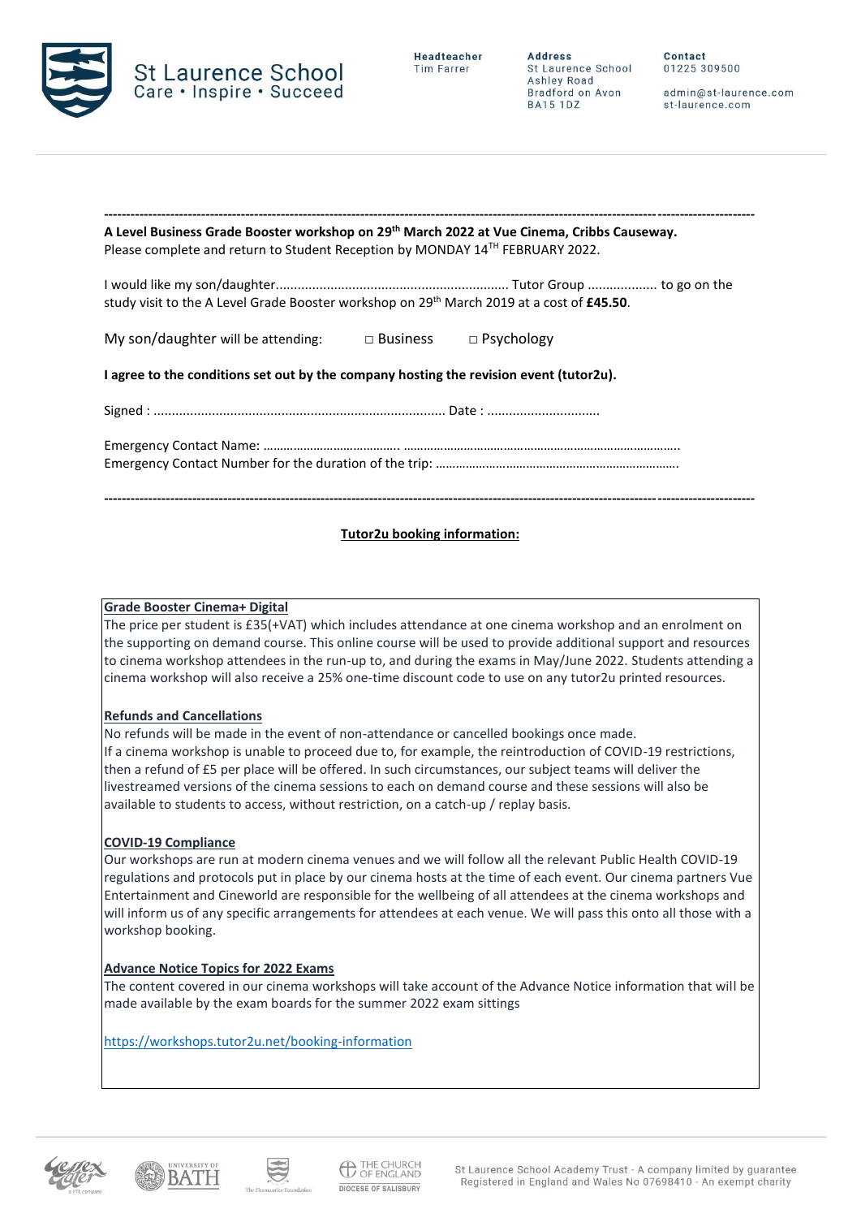---

**A Level Business Grade Booster workshop on 29th March 2022 at Vue Cinema, Cribbs Causeway.**
Please complete and return to Student Reception by MONDAY 14TH FEBRUARY 2022.

I would like my son/daughter................................................................ Tutor Group ................... to go on the study visit to the A Level Grade Booster workshop on 29th March 2019 at a cost of **£45.50**.

My son/daughter will be attending: □ Business □ Psychology

**I agree to the conditions set out by the company hosting the revision event (tutor2u).**

Signed : ............................................................................... Date : ...............................

Emergency Contact Name: ………………………………….. ……………………………………………………………………..
Emergency Contact Number for the duration of the trip: ……………………………………………………………..

---

**Tutor2u booking information:**

**Grade Booster Cinema+ Digital**
The price per student is £35(+VAT) which includes attendance at one cinema workshop and an enrolment on the supporting on demand course. This online course will be used to provide additional support and resources to cinema workshop attendees in the run-up to, and during the exams in May/June 2022. Students attending a cinema workshop will also receive a 25% one-time discount code to use on any tutor2u printed resources.

**Refunds and Cancellations**
No refunds will be made in the event of non-attendance or cancelled bookings once made.
If a cinema workshop is unable to proceed due to, for example, the reintroduction of COVID-19 restrictions, then a refund of £5 per place will be offered. In such circumstances, our subject teams will deliver the livestreamed versions of the cinema sessions to each on demand course and these sessions will also be available to students to access, without restriction, on a catch-up / replay basis.

**COVID-19 Compliance**
Our workshops are run at modern cinema venues and we will follow all the relevant Public Health COVID-19 regulations and protocols put in place by our cinema hosts at the time of each event. Our cinema partners Vue Entertainment and Cineworld are responsible for the wellbeing of all attendees at the cinema workshops and will inform us of any specific arrangements for attendees at each venue. We will pass this onto all those with a workshop booking.

**Advance Notice Topics for 2022 Exams**
The content covered in our cinema workshops will take account of the Advance Notice information that will be made available by the exam boards for the summer 2022 exam sittings

https://workshops.tutor2u.net/booking-information